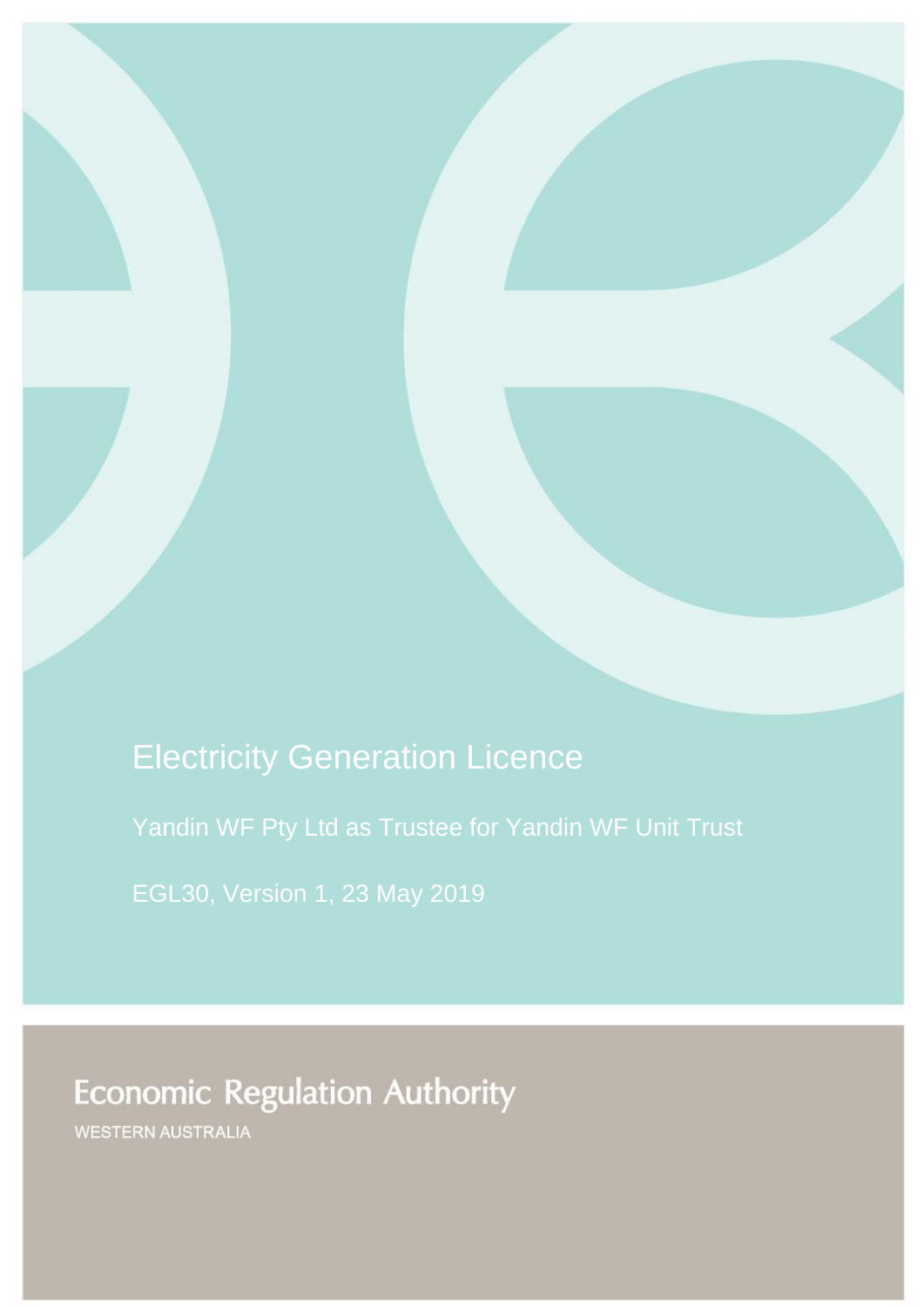# Electricity Generation Licence

Yandin WF Pty Ltd as Trustee for Yandin WF Unit Trust

EGL30, Version 1, 23 May 2019

Economic Regulation Authority

WESTERN AUSTRALIA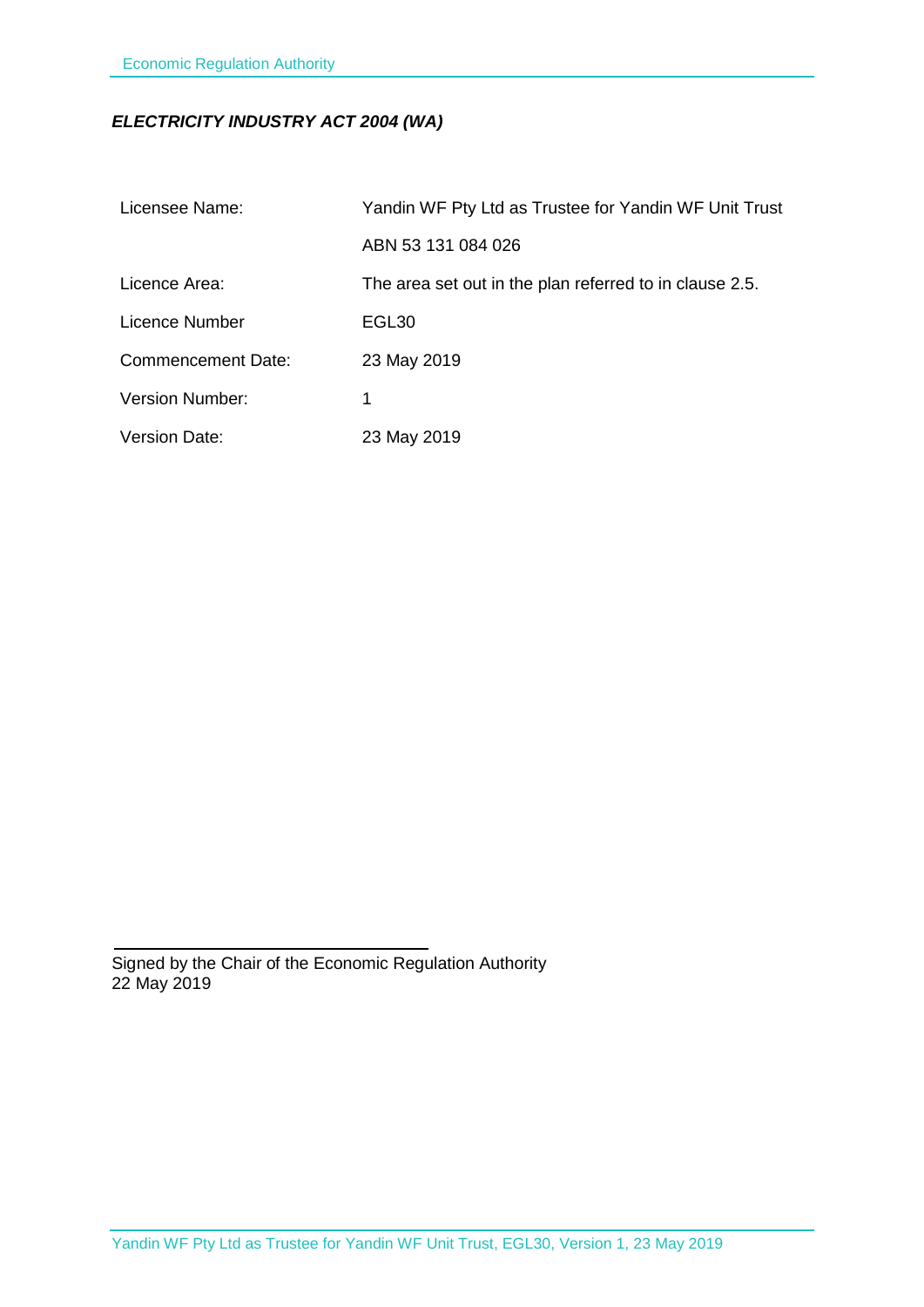***ELECTRICITY INDUSTRY ACT 2004 (WA)***

| | |
|---|---|
| Licensee Name: | Yandin WF Pty Ltd as Trustee for Yandin WF Unit Trust |
| | ABN 53 131 084 026 |
| Licence Area: | The area set out in the plan referred to in clause 2.5. |
| Licence Number | EGL30 |
| Commencement Date: | 23 May 2019 |
| Version Number: | 1 |
| Version Date: | 23 May 2019 |

Signed by the Chair of the Economic Regulation Authority
22 May 2019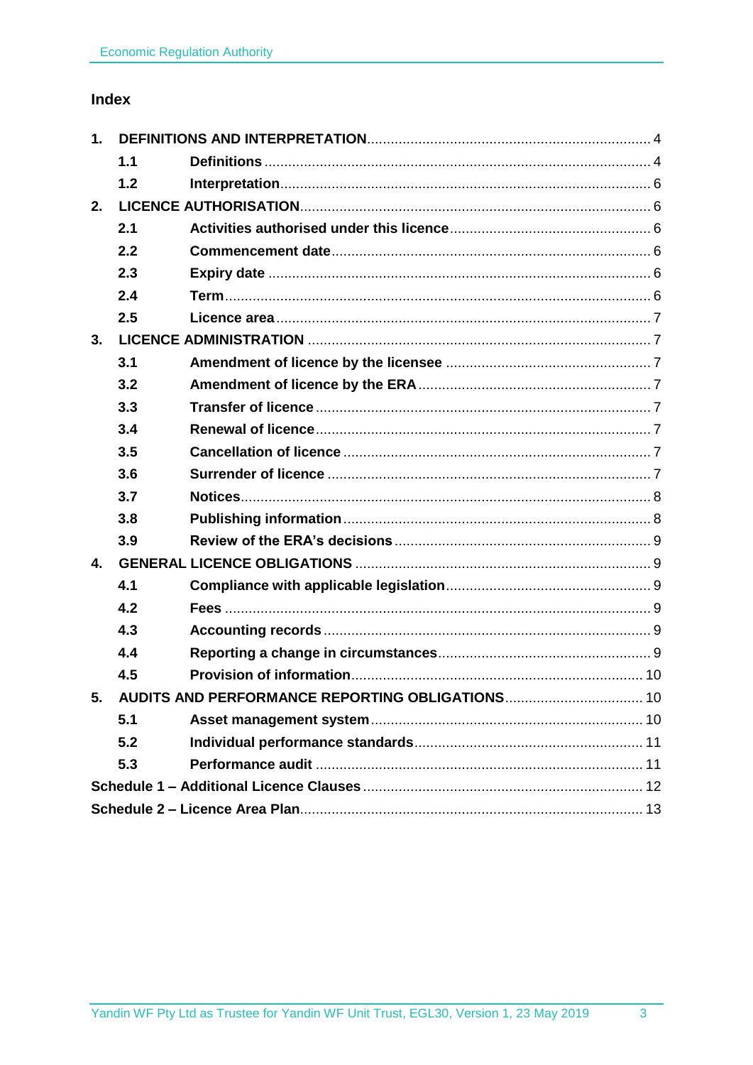## Index

| | | |
|---|---|---|
| **1.** | **DEFINITIONS AND INTERPRETATION** | 4 |
| **1.1** | **Definitions** | 4 |
| **1.2** | **Interpretation** | 6 |
| **2.** | **LICENCE AUTHORISATION** | 6 |
| **2.1** | **Activities authorised under this licence** | 6 |
| **2.2** | **Commencement date** | 6 |
| **2.3** | **Expiry date** | 6 |
| **2.4** | **Term** | 6 |
| **2.5** | **Licence area** | 7 |
| **3.** | **LICENCE ADMINISTRATION** | 7 |
| **3.1** | **Amendment of licence by the licensee** | 7 |
| **3.2** | **Amendment of licence by the ERA** | 7 |
| **3.3** | **Transfer of licence** | 7 |
| **3.4** | **Renewal of licence** | 7 |
| **3.5** | **Cancellation of licence** | 7 |
| **3.6** | **Surrender of licence** | 7 |
| **3.7** | **Notices** | 8 |
| **3.8** | **Publishing information** | 8 |
| **3.9** | **Review of the ERA's decisions** | 9 |
| **4.** | **GENERAL LICENCE OBLIGATIONS** | 9 |
| **4.1** | **Compliance with applicable legislation** | 9 |
| **4.2** | **Fees** | 9 |
| **4.3** | **Accounting records** | 9 |
| **4.4** | **Reporting a change in circumstances** | 9 |
| **4.5** | **Provision of information** | 10 |
| **5.** | **AUDITS AND PERFORMANCE REPORTING OBLIGATIONS** | 10 |
| **5.1** | **Asset management system** | 10 |
| **5.2** | **Individual performance standards** | 11 |
| **5.3** | **Performance audit** | 11 |
| | **Schedule 1 – Additional Licence Clauses** | 12 |
| | **Schedule 2 – Licence Area Plan** | 13 |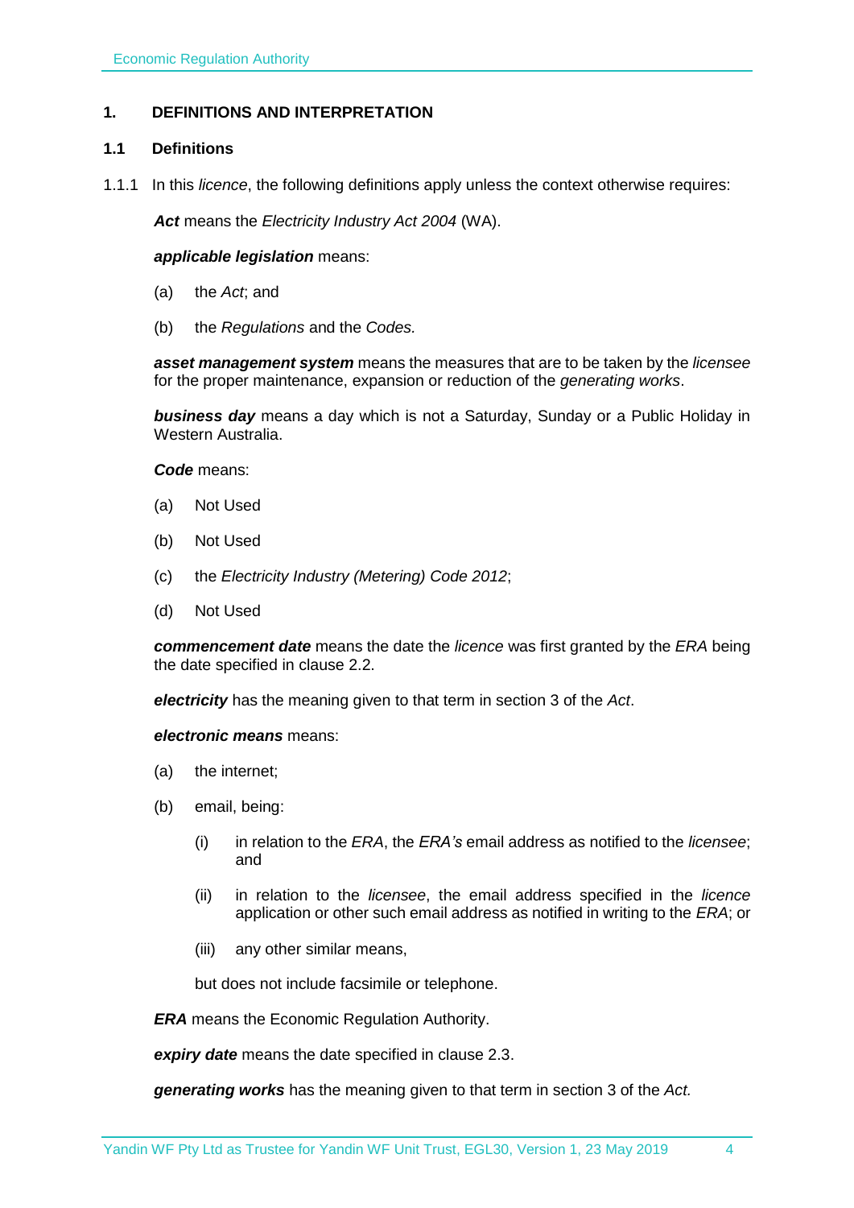# 1. DEFINITIONS AND INTERPRETATION

## 1.1 Definitions

1.1.1 In this *licence*, the following definitions apply unless the context otherwise requires:

***Act*** means the *Electricity Industry Act 2004* (WA).

***applicable legislation*** means:

(a) the *Act*; and

(b) the *Regulations* and the *Codes.*

***asset management system*** means the measures that are to be taken by the *licensee* for the proper maintenance, expansion or reduction of the *generating works*.

***business day*** means a day which is not a Saturday, Sunday or a Public Holiday in Western Australia.

***Code*** means:

(a) Not Used

(b) Not Used

(c) the *Electricity Industry (Metering) Code 2012*;

(d) Not Used

***commencement date*** means the date the *licence* was first granted by the *ERA* being the date specified in clause 2.2.

***electricity*** has the meaning given to that term in section 3 of the *Act*.

***electronic means*** means:

(a) the internet;

(b) email, being:

(i) in relation to the *ERA*, the *ERA's* email address as notified to the *licensee*; and

(ii) in relation to the *licensee*, the email address specified in the *licence* application or other such email address as notified in writing to the *ERA*; or

(iii) any other similar means,

but does not include facsimile or telephone.

***ERA*** means the Economic Regulation Authority.

***expiry date*** means the date specified in clause 2.3.

***generating works*** has the meaning given to that term in section 3 of the *Act.*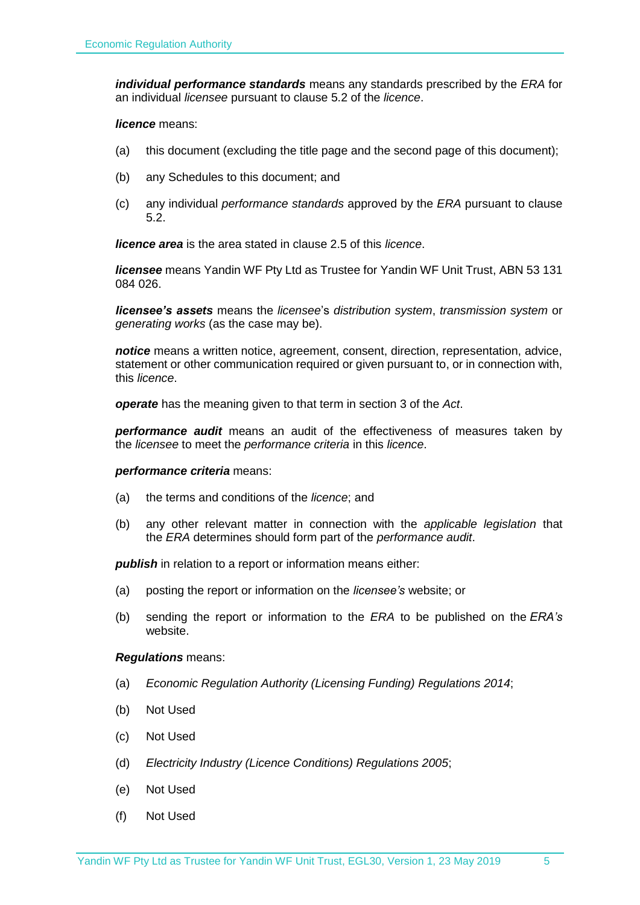***individual performance standards*** means any standards prescribed by the *ERA* for an individual *licensee* pursuant to clause 5.2 of the *licence*.

***licence*** means:

(a) this document (excluding the title page and the second page of this document);

(b) any Schedules to this document; and

(c) any individual *performance standards* approved by the *ERA* pursuant to clause 5.2.

***licence area*** is the area stated in clause 2.5 of this *licence*.

***licensee*** means Yandin WF Pty Ltd as Trustee for Yandin WF Unit Trust, ABN 53 131 084 026.

***licensee's assets*** means the *licensee*'s *distribution system*, *transmission system* or *generating works* (as the case may be).

***notice*** means a written notice, agreement, consent, direction, representation, advice, statement or other communication required or given pursuant to, or in connection with, this *licence*.

***operate*** has the meaning given to that term in section 3 of the *Act*.

***performance audit*** means an audit of the effectiveness of measures taken by the *licensee* to meet the *performance criteria* in this *licence*.

***performance criteria*** means:

(a) the terms and conditions of the *licence*; and

(b) any other relevant matter in connection with the *applicable legislation* that the *ERA* determines should form part of the *performance audit*.

***publish*** in relation to a report or information means either:

(a) posting the report or information on the *licensee's* website; or

(b) sending the report or information to the *ERA* to be published on the *ERA's* website.

***Regulations*** means:

(a) *Economic Regulation Authority (Licensing Funding) Regulations 2014*;

(b) Not Used

(c) Not Used

(d) *Electricity Industry (Licence Conditions) Regulations 2005*;

(e) Not Used

(f) Not Used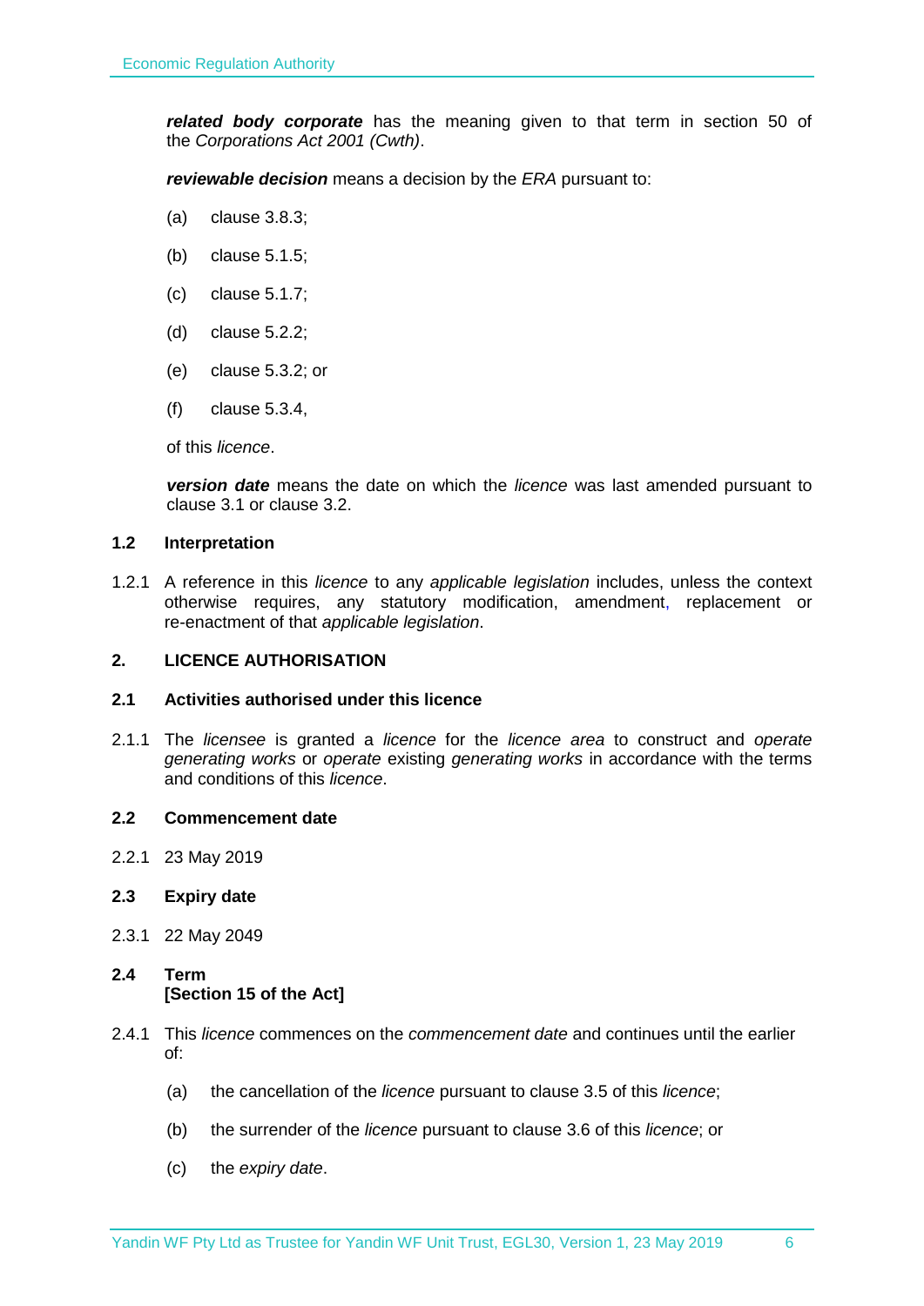***related body corporate*** has the meaning given to that term in section 50 of the *Corporations Act 2001 (Cwth)*.

***reviewable decision*** means a decision by the *ERA* pursuant to:

(a) clause 3.8.3;

(b) clause 5.1.5;

(c) clause 5.1.7;

(d) clause 5.2.2;

(e) clause 5.3.2; or

(f) clause 5.3.4,

of this *licence*.

***version date*** means the date on which the *licence* was last amended pursuant to clause 3.1 or clause 3.2.

### 1.2 Interpretation

1.2.1 A reference in this *licence* to any *applicable legislation* includes, unless the context otherwise requires, any statutory modification, amendment, replacement or re-enactment of that *applicable legislation*.

## 2. LICENCE AUTHORISATION

### 2.1 Activities authorised under this licence

2.1.1 The *licensee* is granted a *licence* for the *licence area* to construct and *operate generating works* or *operate* existing *generating works* in accordance with the terms and conditions of this *licence*.

### 2.2 Commencement date

2.2.1 23 May 2019

### 2.3 Expiry date

2.3.1 22 May 2049

### 2.4 Term [Section 15 of the Act]

2.4.1 This *licence* commences on the *commencement date* and continues until the earlier of:

(a) the cancellation of the *licence* pursuant to clause 3.5 of this *licence*;

(b) the surrender of the *licence* pursuant to clause 3.6 of this *licence*; or

(c) the *expiry date*.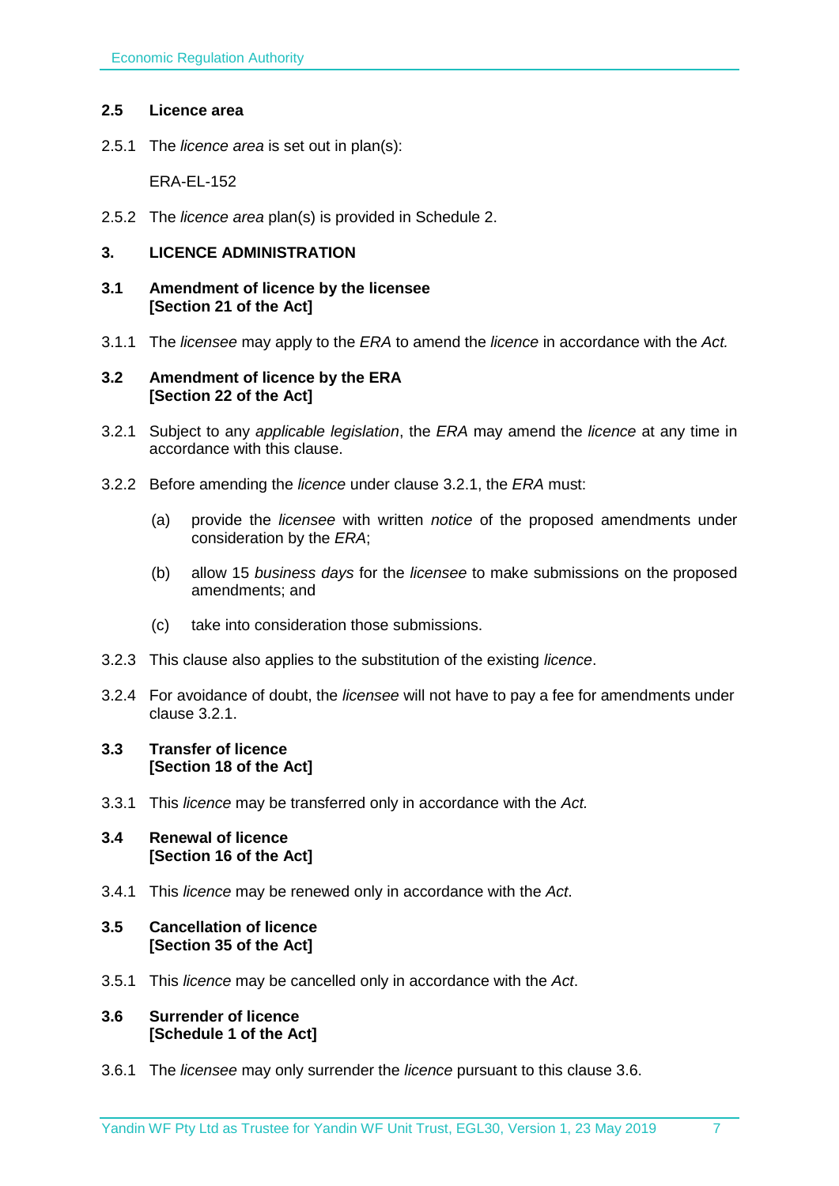### 2.5 Licence area

2.5.1 The *licence area* is set out in plan(s):

ERA-EL-152

2.5.2 The *licence area* plan(s) is provided in Schedule 2.

## 3. LICENCE ADMINISTRATION

### 3.1 Amendment of licence by the licensee [Section 21 of the Act]

3.1.1 The *licensee* may apply to the *ERA* to amend the *licence* in accordance with the *Act.*

### 3.2 Amendment of licence by the ERA [Section 22 of the Act]

3.2.1 Subject to any *applicable legislation*, the *ERA* may amend the *licence* at any time in accordance with this clause.

3.2.2 Before amending the *licence* under clause 3.2.1, the *ERA* must:

(a) provide the *licensee* with written *notice* of the proposed amendments under consideration by the *ERA*;

(b) allow 15 *business days* for the *licensee* to make submissions on the proposed amendments; and

(c) take into consideration those submissions.

3.2.3 This clause also applies to the substitution of the existing *licence*.

3.2.4 For avoidance of doubt, the *licensee* will not have to pay a fee for amendments under clause 3.2.1.

### 3.3 Transfer of licence [Section 18 of the Act]

3.3.1 This *licence* may be transferred only in accordance with the *Act.*

### 3.4 Renewal of licence [Section 16 of the Act]

3.4.1 This *licence* may be renewed only in accordance with the *Act*.

### 3.5 Cancellation of licence [Section 35 of the Act]

3.5.1 This *licence* may be cancelled only in accordance with the *Act*.

### 3.6 Surrender of licence [Schedule 1 of the Act]

3.6.1 The *licensee* may only surrender the *licence* pursuant to this clause 3.6.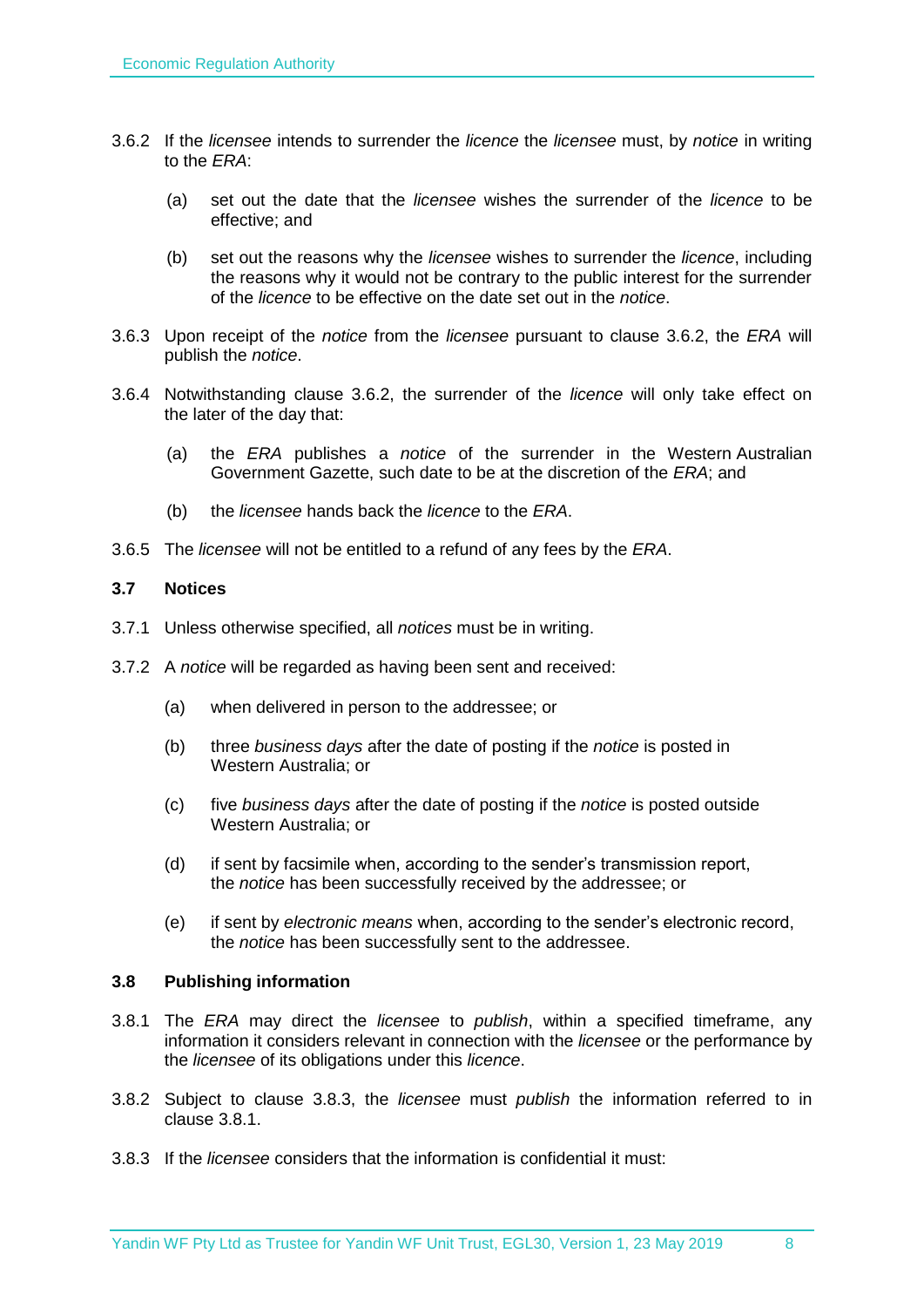3.6.2 If the *licensee* intends to surrender the *licence* the *licensee* must, by *notice* in writing to the *ERA*:

(a) set out the date that the *licensee* wishes the surrender of the *licence* to be effective; and

(b) set out the reasons why the *licensee* wishes to surrender the *licence*, including the reasons why it would not be contrary to the public interest for the surrender of the *licence* to be effective on the date set out in the *notice*.

3.6.3 Upon receipt of the *notice* from the *licensee* pursuant to clause 3.6.2, the *ERA* will publish the *notice*.

3.6.4 Notwithstanding clause 3.6.2, the surrender of the *licence* will only take effect on the later of the day that:

(a) the *ERA* publishes a *notice* of the surrender in the Western Australian Government Gazette, such date to be at the discretion of the *ERA*; and

(b) the *licensee* hands back the *licence* to the *ERA*.

3.6.5 The *licensee* will not be entitled to a refund of any fees by the *ERA*.

### 3.7 Notices

3.7.1 Unless otherwise specified, all *notices* must be in writing.

3.7.2 A *notice* will be regarded as having been sent and received:

(a) when delivered in person to the addressee; or

(b) three *business days* after the date of posting if the *notice* is posted in Western Australia; or

(c) five *business days* after the date of posting if the *notice* is posted outside Western Australia; or

(d) if sent by facsimile when, according to the sender's transmission report, the *notice* has been successfully received by the addressee; or

(e) if sent by *electronic means* when, according to the sender's electronic record, the *notice* has been successfully sent to the addressee.

### 3.8 Publishing information

3.8.1 The *ERA* may direct the *licensee* to *publish*, within a specified timeframe, any information it considers relevant in connection with the *licensee* or the performance by the *licensee* of its obligations under this *licence*.

3.8.2 Subject to clause 3.8.3, the *licensee* must *publish* the information referred to in clause 3.8.1.

3.8.3 If the *licensee* considers that the information is confidential it must: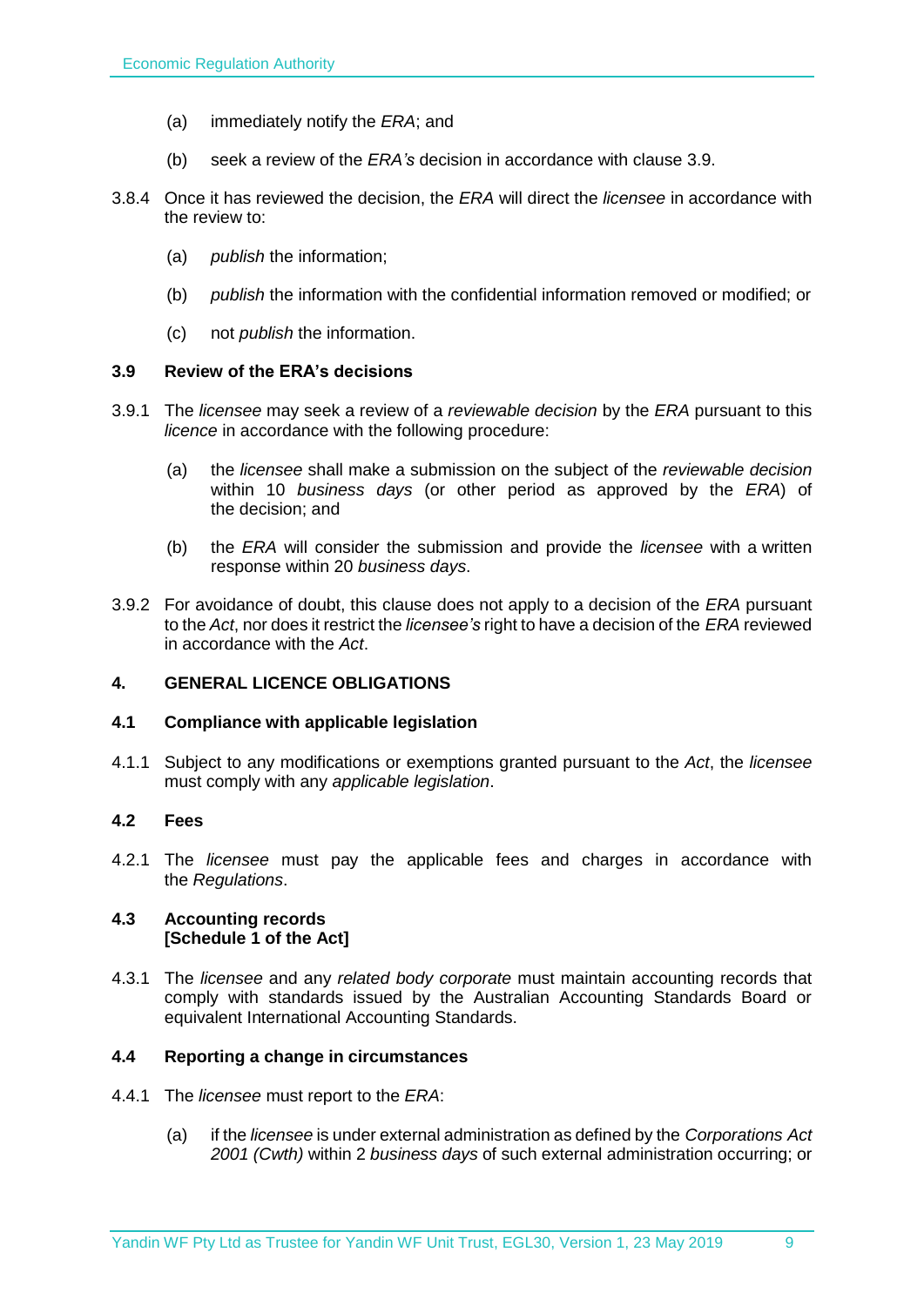(a) immediately notify the *ERA*; and

(b) seek a review of the *ERA's* decision in accordance with clause 3.9.

3.8.4 Once it has reviewed the decision, the *ERA* will direct the *licensee* in accordance with the review to:

(a) *publish* the information;

(b) *publish* the information with the confidential information removed or modified; or

(c) not *publish* the information.

### 3.9 Review of the ERA's decisions

3.9.1 The *licensee* may seek a review of a *reviewable decision* by the *ERA* pursuant to this *licence* in accordance with the following procedure:

(a) the *licensee* shall make a submission on the subject of the *reviewable decision* within 10 *business days* (or other period as approved by the *ERA*) of the decision; and

(b) the *ERA* will consider the submission and provide the *licensee* with a written response within 20 *business days*.

3.9.2 For avoidance of doubt, this clause does not apply to a decision of the *ERA* pursuant to the *Act*, nor does it restrict the *licensee's* right to have a decision of the *ERA* reviewed in accordance with the *Act*.

## 4. GENERAL LICENCE OBLIGATIONS

### 4.1 Compliance with applicable legislation

4.1.1 Subject to any modifications or exemptions granted pursuant to the *Act*, the *licensee* must comply with any *applicable legislation*.

### 4.2 Fees

4.2.1 The *licensee* must pay the applicable fees and charges in accordance with the *Regulations*.

### 4.3 Accounting records [Schedule 1 of the Act]

4.3.1 The *licensee* and any *related body corporate* must maintain accounting records that comply with standards issued by the Australian Accounting Standards Board or equivalent International Accounting Standards.

### 4.4 Reporting a change in circumstances

4.4.1 The *licensee* must report to the *ERA*:

(a) if the *licensee* is under external administration as defined by the *Corporations Act 2001 (Cwth)* within 2 *business days* of such external administration occurring; or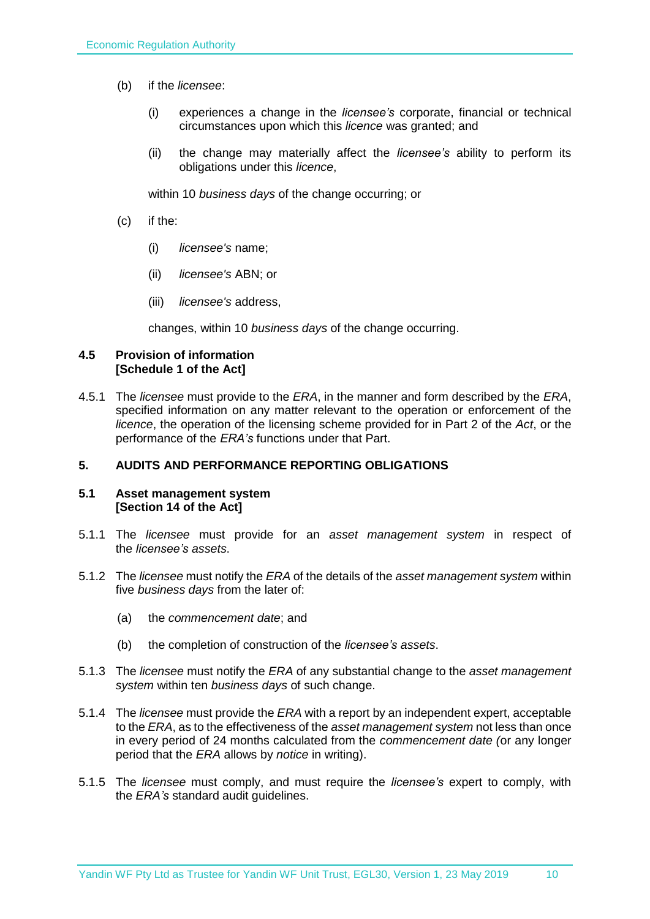(b) if the *licensee*:

   (i) experiences a change in the *licensee's* corporate, financial or technical circumstances upon which this *licence* was granted; and

   (ii) the change may materially affect the *licensee's* ability to perform its obligations under this *licence*,

   within 10 *business days* of the change occurring; or

(c) if the:

   (i) *licensee's* name;

   (ii) *licensee's* ABN; or

   (iii) *licensee's* address,

   changes, within 10 *business days* of the change occurring.

### 4.5 Provision of information [Schedule 1 of the Act]

4.5.1 The *licensee* must provide to the *ERA*, in the manner and form described by the *ERA*, specified information on any matter relevant to the operation or enforcement of the *licence*, the operation of the licensing scheme provided for in Part 2 of the *Act*, or the performance of the *ERA's* functions under that Part.

## 5. AUDITS AND PERFORMANCE REPORTING OBLIGATIONS

### 5.1 Asset management system [Section 14 of the Act]

5.1.1 The *licensee* must provide for an *asset management system* in respect of the *licensee's assets*.

5.1.2 The *licensee* must notify the *ERA* of the details of the *asset management system* within five *business days* from the later of:

   (a) the *commencement date*; and

   (b) the completion of construction of the *licensee's assets*.

5.1.3 The *licensee* must notify the *ERA* of any substantial change to the *asset management system* within ten *business days* of such change.

5.1.4 The *licensee* must provide the *ERA* with a report by an independent expert, acceptable to the *ERA*, as to the effectiveness of the *asset management system* not less than once in every period of 24 months calculated from the *commencement date (*or any longer period that the *ERA* allows by *notice* in writing).

5.1.5 The *licensee* must comply, and must require the *licensee's* expert to comply, with the *ERA's* standard audit guidelines.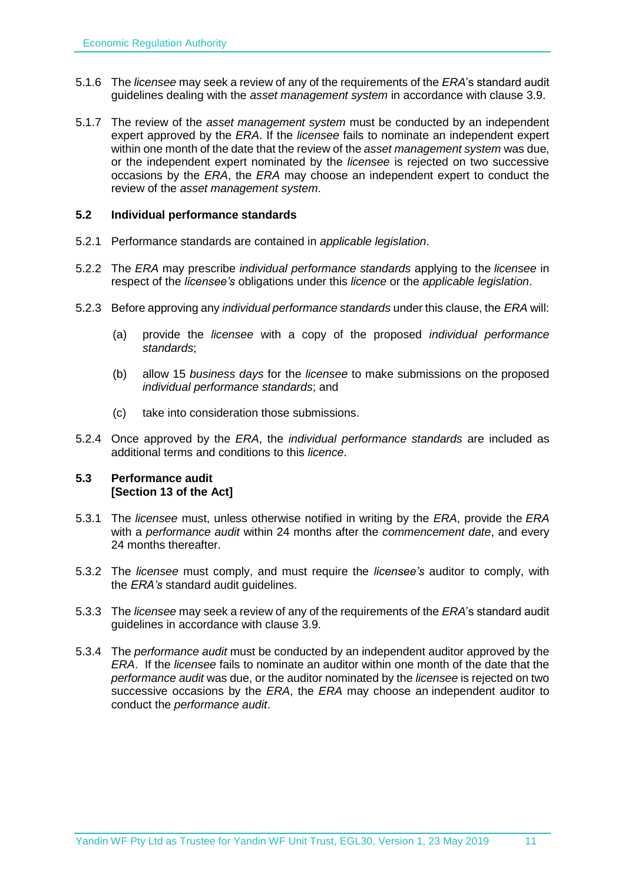5.1.6 The *licensee* may seek a review of any of the requirements of the *ERA*'s standard audit guidelines dealing with the *asset management system* in accordance with clause 3.9.

5.1.7 The review of the *asset management system* must be conducted by an independent expert approved by the *ERA*. If the *licensee* fails to nominate an independent expert within one month of the date that the review of the *asset management system* was due, or the independent expert nominated by the *licensee* is rejected on two successive occasions by the *ERA*, the *ERA* may choose an independent expert to conduct the review of the *asset management system*.

### 5.2 Individual performance standards

5.2.1 Performance standards are contained in *applicable legislation*.

5.2.2 The *ERA* may prescribe *individual performance standards* applying to the *licensee* in respect of the *licensee's* obligations under this *licence* or the *applicable legislation*.

5.2.3 Before approving any *individual performance standards* under this clause, the *ERA* will:

(a) provide the *licensee* with a copy of the proposed *individual performance standards*;

(b) allow 15 *business days* for the *licensee* to make submissions on the proposed *individual performance standards*; and

(c) take into consideration those submissions.

5.2.4 Once approved by the *ERA*, the *individual performance standards* are included as additional terms and conditions to this *licence*.

### 5.3 Performance audit
**[Section 13 of the Act]**

5.3.1 The *licensee* must, unless otherwise notified in writing by the *ERA*, provide the *ERA* with a *performance audit* within 24 months after the *commencement date*, and every 24 months thereafter.

5.3.2 The *licensee* must comply, and must require the *licensee's* auditor to comply, with the *ERA's* standard audit guidelines.

5.3.3 The *licensee* may seek a review of any of the requirements of the *ERA*'s standard audit guidelines in accordance with clause 3.9.

5.3.4 The *performance audit* must be conducted by an independent auditor approved by the *ERA*. If the *licensee* fails to nominate an auditor within one month of the date that the *performance audit* was due, or the auditor nominated by the *licensee* is rejected on two successive occasions by the *ERA*, the *ERA* may choose an independent auditor to conduct the *performance audit*.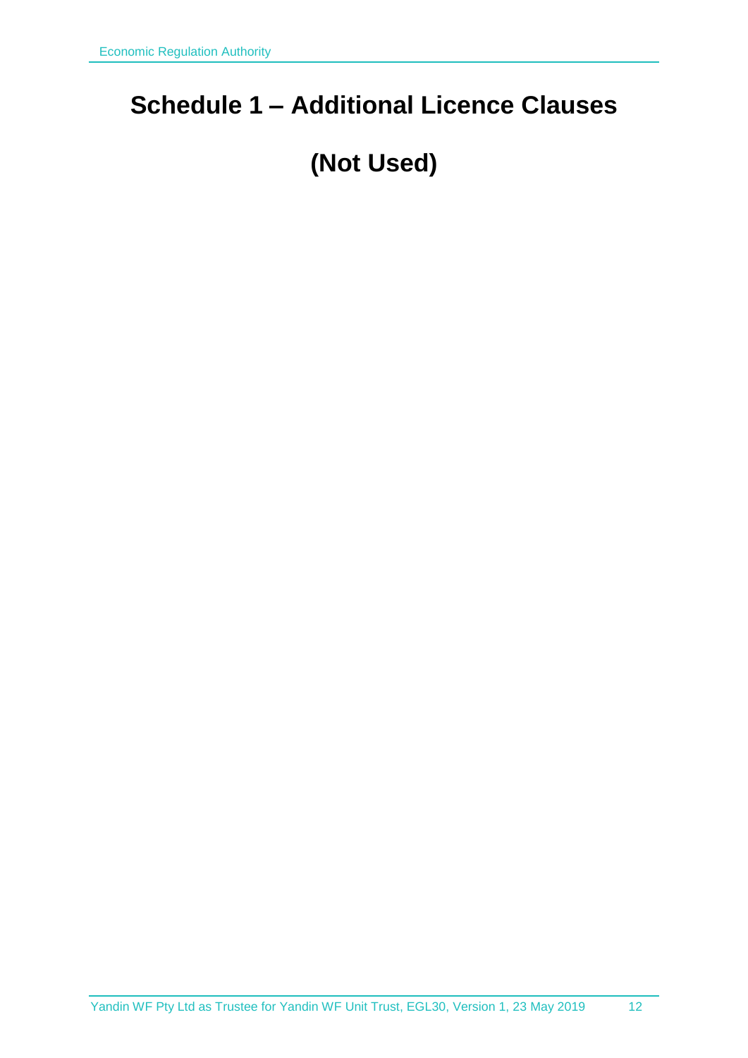# Schedule 1 – Additional Licence Clauses

# (Not Used)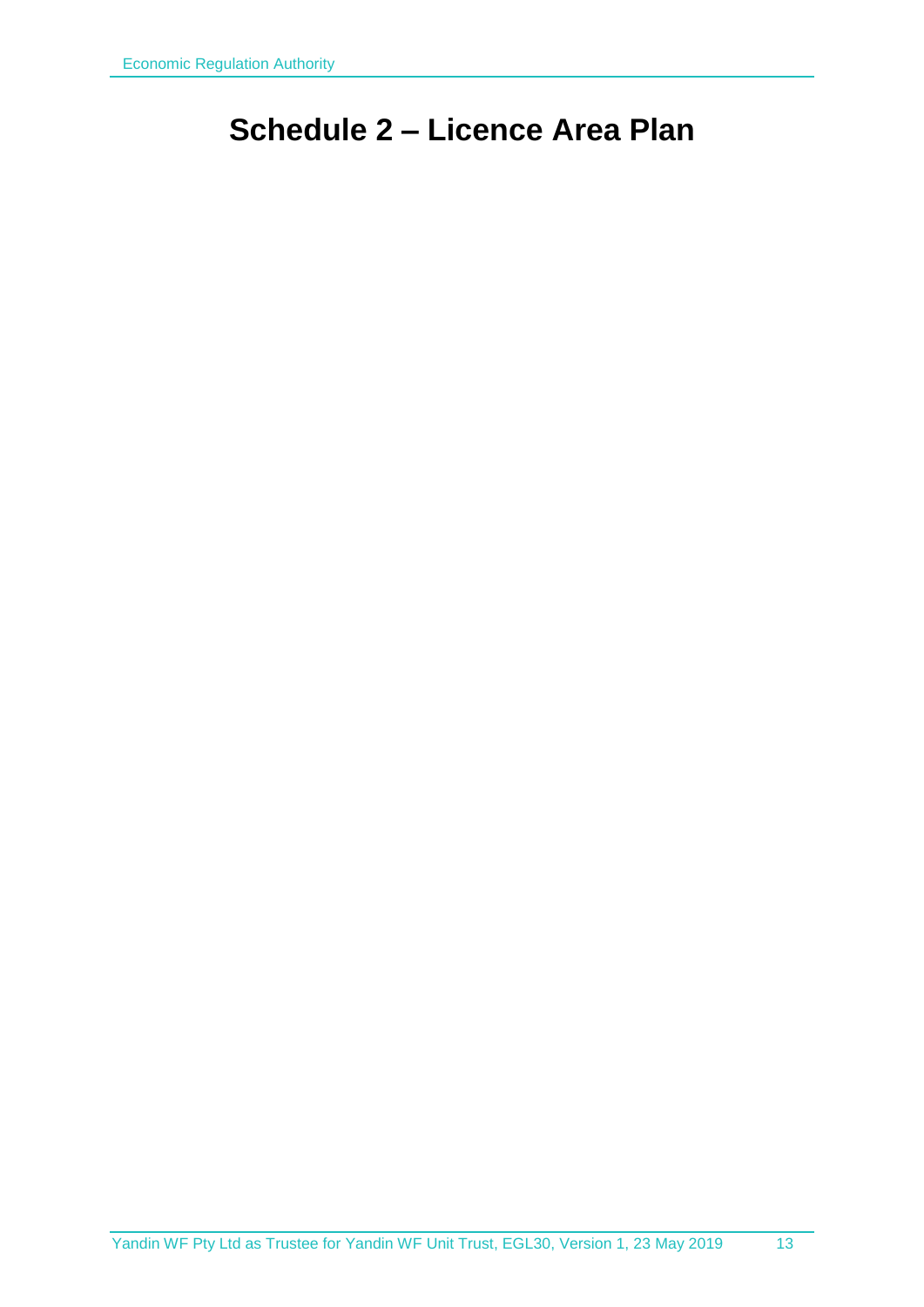# Schedule 2 – Licence Area Plan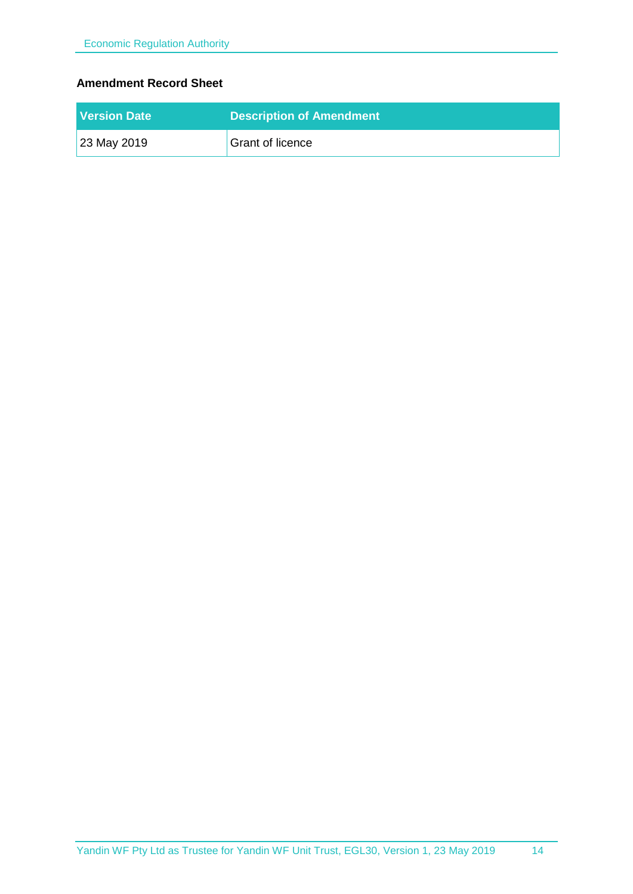**Amendment Record Sheet**

| Version Date | Description of Amendment |
| --- | --- |
| 23 May 2019 | Grant of licence |